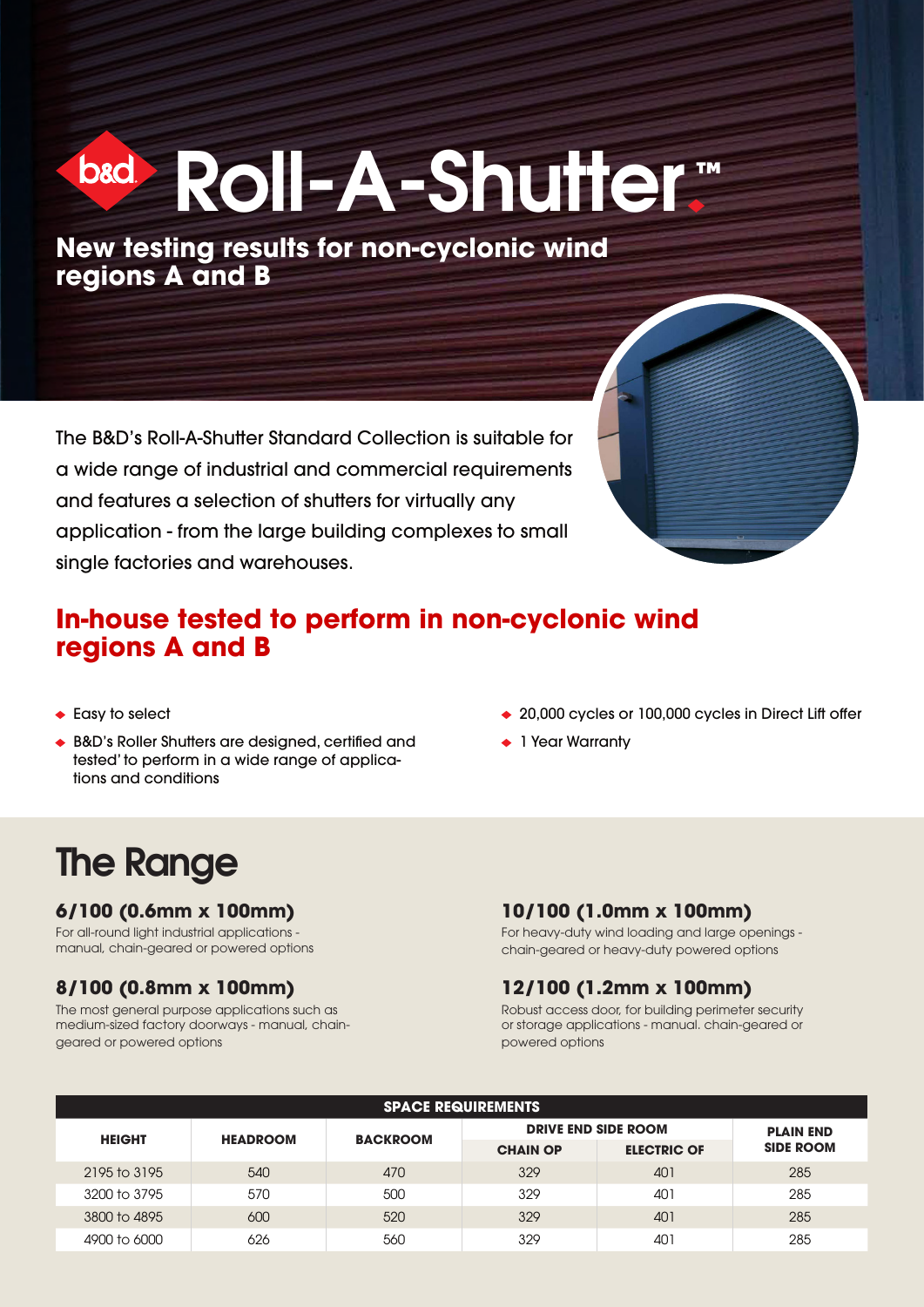# Roll-A-Shutter™

## New testing results for non-cyclonic wind regions A and B

The B&D's Roll-A-Shutter Standard Collection is suitable for a wide range of industrial and commercial requirements and features a selection of shutters for virtually any application - from the large building complexes to small single factories and warehouses.

## In-house tested to perform in non-cyclonic wind regions A and B

- Easy to select
- B&D's Roller Shutters are designed, certified and tested' to perform in a wide range of applications and conditions
- 20,000 cycles or 100,000 cycles in Direct Lift offer
- 1 Year Warranty

## The Range

### 6/100 (0.6mm x 100mm)

For all-round light industrial applications - manual, chain-geared or powered options

### 8/100 (0.8mm x 100mm)

The most general purpose applications such as medium-sized factory doorways - manual, chain-geared or powered options

### 10/100 (1.0mm x 100mm)

For heavy-duty wind loading and large openings - chain-geared or heavy-duty powered options

### 12/100 (1.2mm x 100mm)

Robust access door, for building perimeter security or storage applications - manual. chain-geared or powered options

**SPACE REQUIREMENTS**

| HEIGHT | HEADROOM | BACKROOM | DRIVE END SIDE ROOM | | PLAIN END SIDE ROOM |
|---|---|---|---|---|---|
| | | | CHAIN OP | ELECTRIC OP | |
| 2195 to 3195 | 540 | 470 | 329 | 401 | 285 |
| 3200 to 3795 | 570 | 500 | 329 | 401 | 285 |
| 3800 to 4895 | 600 | 520 | 329 | 401 | 285 |
| 4900 to 6000 | 626 | 560 | 329 | 401 | 285 |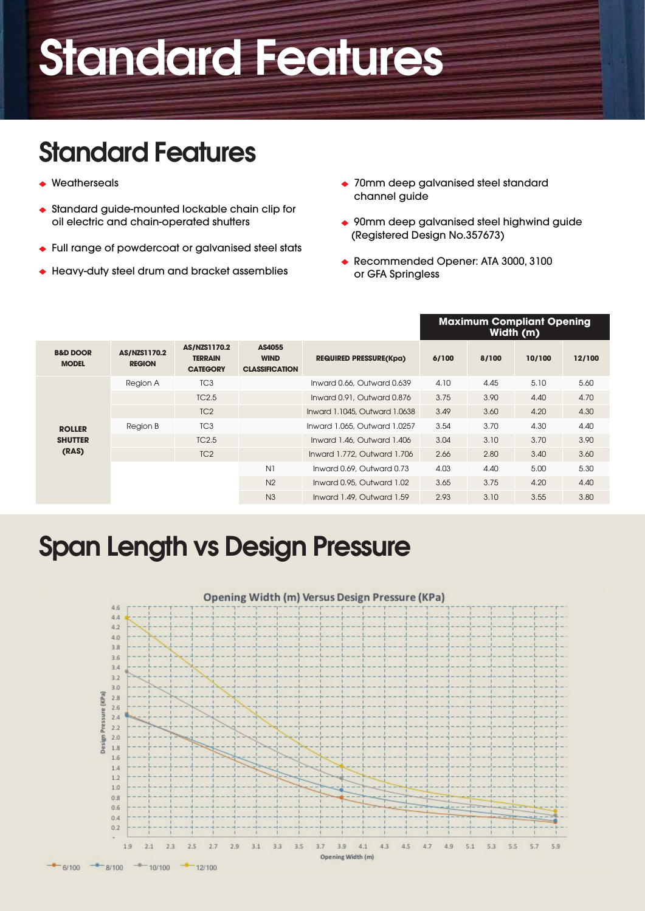# Standard Features

## Standard Features

- Weatherseals
- Standard guide-mounted lockable chain clip for oil electric and chain-operated shutters
- Full range of powdercoat or galvanised steel stats
- Heavy-duty steel drum and bracket assemblies
- 70mm deep galvanised steel standard channel guide
- 90mm deep galvanised steel highwind guide (Registered Design No.357673)
- Recommended Opener: ATA 3000, 3100 or GFA Springless

| | | | | | Maximum Compliant Opening Width (m) | | | |
|---|---|---|---|---|---|---|---|---|
| **B&D DOOR MODEL** | **AS/NZS1170.2 REGION** | **AS/NZS1170.2 TERRAIN CATEGORY** | **AS4055 WIND CLASSIFICATION** | **REQUIRED PRESSURE(Kpa)** | **6/100** | **8/100** | **10/100** | **12/100** |
| **ROLLER SHUTTER (RAS)** | Region A | TC3 | | Inward 0.66, Outward 0.639 | 4.10 | 4.45 | 5.10 | 5.60 |
| | | TC2.5 | | Inward 0.91, Outward 0.876 | 3.75 | 3.90 | 4.40 | 4.70 |
| | | TC2 | | Inward 1.1045, Outward 1.0638 | 3.49 | 3.60 | 4.20 | 4.30 |
| | Region B | TC3 | | Inward 1.065, Outward 1.0257 | 3.54 | 3.70 | 4.30 | 4.40 |
| | | TC2.5 | | Inward 1.46, Outward 1.406 | 3.04 | 3.10 | 3.70 | 3.90 |
| | | TC2 | | Inward 1.772, Outward 1.706 | 2.66 | 2.80 | 3.40 | 3.60 |
| | | | N1 | Inward 0.69, Outward 0.73 | 4.03 | 4.40 | 5.00 | 5.30 |
| | | | N2 | Inward 0.95, Outward 1.02 | 3.65 | 3.75 | 4.20 | 4.40 |
| | | | N3 | Inward 1.49, Outward 1.59 | 2.93 | 3.10 | 3.55 | 3.80 |

# Span Length vs Design Pressure

Opening Width (m) Versus Design Pressure (KPa)

Design Pressure (KPa)

4.6
4.4
4.2
4.0
3.8
3.6
3.4
3.2
3.0
2.8
2.6
2.4
2.2
2.0
1.8
1.6
1.4
1.2
1.0
0.8
0.6
0.4
0.2
-

1.9 2.1 2.3 2.5 2.7 2.9 3.1 3.3 3.5 3.7 3.9 4.1 4.3 4.5 4.7 4.9 5.1 5.3 5.5 5.7 5.9

Opening Width (m)

6/100 8/100 10/100 12/100